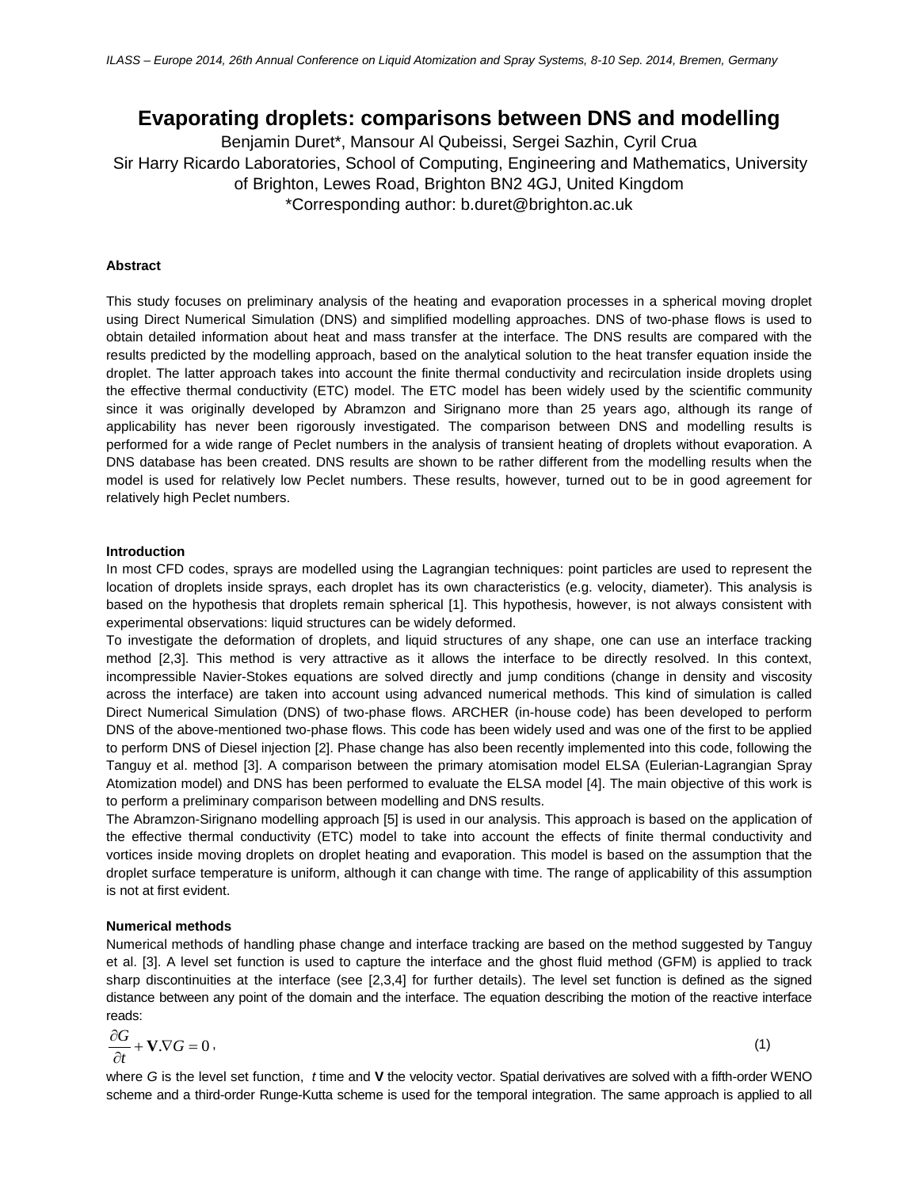# Evaporating droplets: comparisons between DNS and modelling

Benjamin Duret*, Mansour Al Qubeissi, Sergei Sazhin, Cyril Crua

Sir Harry Ricardo Laboratories, School of Computing, Engineering and Mathematics, University of Brighton, Lewes Road, Brighton BN2 4GJ, United Kingdom

*Corresponding author: b.duret@brighton.ac.uk

### Abstract

This study focuses on preliminary analysis of the heating and evaporation processes in a spherical moving droplet using Direct Numerical Simulation (DNS) and simplified modelling approaches. DNS of two-phase flows is used to obtain detailed information about heat and mass transfer at the interface. The DNS results are compared with the results predicted by the modelling approach, based on the analytical solution to the heat transfer equation inside the droplet. The latter approach takes into account the finite thermal conductivity and recirculation inside droplets using the effective thermal conductivity (ETC) model. The ETC model has been widely used by the scientific community since it was originally developed by Abramzon and Sirignano more than 25 years ago, although its range of applicability has never been rigorously investigated. The comparison between DNS and modelling results is performed for a wide range of Peclet numbers in the analysis of transient heating of droplets without evaporation. A DNS database has been created. DNS results are shown to be rather different from the modelling results when the model is used for relatively low Peclet numbers. These results, however, turned out to be in good agreement for relatively high Peclet numbers.

### Introduction

In most CFD codes, sprays are modelled using the Lagrangian techniques: point particles are used to represent the location of droplets inside sprays, each droplet has its own characteristics (e.g. velocity, diameter). This analysis is based on the hypothesis that droplets remain spherical [1]. This hypothesis, however, is not always consistent with experimental observations: liquid structures can be widely deformed.

To investigate the deformation of droplets, and liquid structures of any shape, one can use an interface tracking method [2,3]. This method is very attractive as it allows the interface to be directly resolved. In this context, incompressible Navier-Stokes equations are solved directly and jump conditions (change in density and viscosity across the interface) are taken into account using advanced numerical methods. This kind of simulation is called Direct Numerical Simulation (DNS) of two-phase flows. ARCHER (in-house code) has been developed to perform DNS of the above-mentioned two-phase flows. This code has been widely used and was one of the first to be applied to perform DNS of Diesel injection [2]. Phase change has also been recently implemented into this code, following the Tanguy et al. method [3]. A comparison between the primary atomisation model ELSA (Eulerian-Lagrangian Spray Atomization model) and DNS has been performed to evaluate the ELSA model [4]. The main objective of this work is to perform a preliminary comparison between modelling and DNS results.

The Abramzon-Sirignano modelling approach [5] is used in our analysis. This approach is based on the application of the effective thermal conductivity (ETC) model to take into account the effects of finite thermal conductivity and vortices inside moving droplets on droplet heating and evaporation. This model is based on the assumption that the droplet surface temperature is uniform, although it can change with time. The range of applicability of this assumption is not at first evident.

### Numerical methods

Numerical methods of handling phase change and interface tracking are based on the method suggested by Tanguy et al. [3]. A level set function is used to capture the interface and the ghost fluid method (GFM) is applied to track sharp discontinuities at the interface (see [2,3,4] for further details). The level set function is defined as the signed distance between any point of the domain and the interface. The equation describing the motion of the reactive interface reads:

$$\frac{\partial G}{\partial t} + \mathbf{V}.\nabla G = 0 \,, \tag{1}$$

where $G$ is the level set function, $t$ time and $\mathbf{V}$ the velocity vector. Spatial derivatives are solved with a fifth-order WENO scheme and a third-order Runge-Kutta scheme is used for the temporal integration. The same approach is applied to all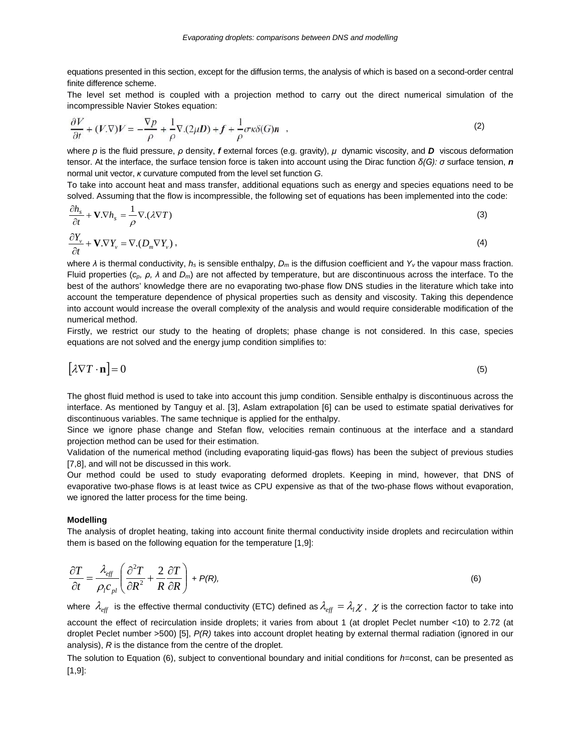equations presented in this section, except for the diffusion terms, the analysis of which is based on a second-order central finite difference scheme.

The level set method is coupled with a projection method to carry out the direct numerical simulation of the incompressible Navier Stokes equation:

$$\frac{\partial V}{\partial t} + (V.\nabla)V = -\frac{\nabla p}{\rho} + \frac{1}{\rho}\nabla.(2\mu \boldsymbol{D}) + \boldsymbol{f} + \frac{1}{\rho}\sigma\kappa\delta(G)\boldsymbol{n} \quad , \tag{2}$$

where $p$ is the fluid pressure, $\rho$ density, $\boldsymbol{f}$ external forces (e.g. gravity), $\mu$ dynamic viscosity, and $\boldsymbol{D}$ viscous deformation tensor. At the interface, the surface tension force is taken into account using the Dirac function $\delta(G)$: $\sigma$ surface tension, $\boldsymbol{n}$ normal unit vector, $\kappa$ curvature computed from the level set function $G$.

To take into account heat and mass transfer, additional equations such as energy and species equations need to be solved. Assuming that the flow is incompressible, the following set of equations has been implemented into the code:

$$\frac{\partial h_s}{\partial t} + \mathbf{V}.\nabla h_s = \frac{1}{\rho}\nabla.(\lambda \nabla T) \tag{3}$$

$$\frac{\partial Y_v}{\partial t} + \mathbf{V}.\nabla Y_v = \nabla.(D_m \nabla Y_v)\,, \tag{4}$$

where $\lambda$ is thermal conductivity, $h_s$ is sensible enthalpy, $D_m$ is the diffusion coefficient and $Y_v$ the vapour mass fraction. Fluid properties ($c_p$, $\rho$, $\lambda$ and $D_m$) are not affected by temperature, but are discontinuous across the interface. To the best of the authors' knowledge there are no evaporating two-phase flow DNS studies in the literature which take into account the temperature dependence of physical properties such as density and viscosity. Taking this dependence into account would increase the overall complexity of the analysis and would require considerable modification of the numerical method.

Firstly, we restrict our study to the heating of droplets; phase change is not considered. In this case, species equations are not solved and the energy jump condition simplifies to:

$$\left[\lambda \nabla T \cdot \mathbf{n}\right] = 0 \tag{5}$$

The ghost fluid method is used to take into account this jump condition. Sensible enthalpy is discontinuous across the interface. As mentioned by Tanguy et al. [3], Aslam extrapolation [6] can be used to estimate spatial derivatives for discontinuous variables. The same technique is applied for the enthalpy.

Since we ignore phase change and Stefan flow, velocities remain continuous at the interface and a standard projection method can be used for their estimation.

Validation of the numerical method (including evaporating liquid-gas flows) has been the subject of previous studies [7,8], and will not be discussed in this work.

Our method could be used to study evaporating deformed droplets. Keeping in mind, however, that DNS of evaporative two-phase flows is at least twice as CPU expensive as that of the two-phase flows without evaporation, we ignored the latter process for the time being.

**Modelling**

The analysis of droplet heating, taking into account finite thermal conductivity inside droplets and recirculation within them is based on the following equation for the temperature [1,9]:

$$\frac{\partial T}{\partial t} = \frac{\lambda_{eff}}{\rho_l c_{pl}}\left(\frac{\partial^2 T}{\partial R^2} + \frac{2}{R}\frac{\partial T}{\partial R}\right) + P(R), \tag{6}$$

where $\lambda_{eff}$ is the effective thermal conductivity (ETC) defined as $\lambda_{eff} = \lambda_l \chi$, $\chi$ is the correction factor to take into account the effect of recirculation inside droplets; it varies from about 1 (at droplet Peclet number <10) to 2.72 (at droplet Peclet number >500) [5], $P(R)$ takes into account droplet heating by external thermal radiation (ignored in our analysis), $R$ is the distance from the centre of the droplet.

The solution to Equation (6), subject to conventional boundary and initial conditions for $h$=const, can be presented as [1,9]: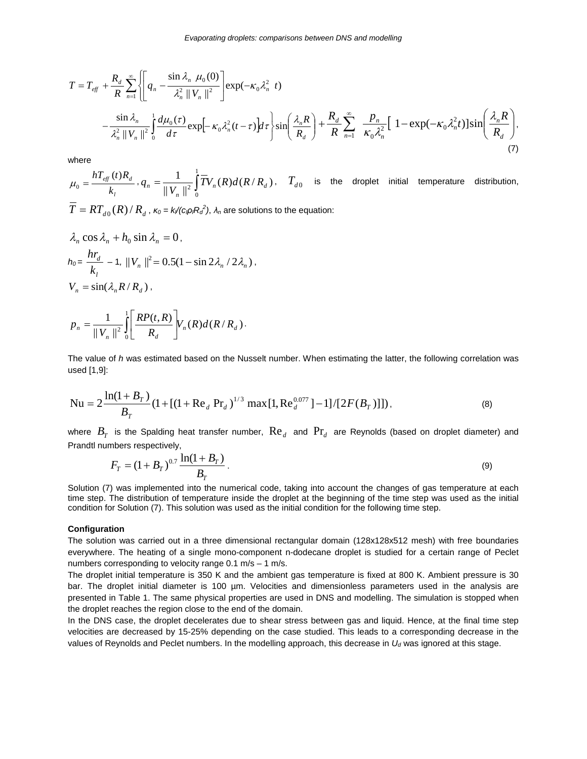$$T = T_{eff} + \frac{R_d}{R}\sum_{n=1}^{\infty}\left\{\left[q_n - \frac{\sin\lambda_n \ \mu_0(0)}{\lambda_n^2 \|V_n\|^2}\right]\exp(-\kappa_0\lambda_n^2 \ t) - \frac{\sin\lambda_n}{\lambda_n^2 \|V_n\|^2}\int_0^1 \frac{d\mu_0(\tau)}{d\tau}\exp\left[-\kappa_0\lambda_n^2(t-\tau)\right]d\tau\right\}\sin\left(\frac{\lambda_n R}{R_d}\right) + \frac{R_d}{R}\sum_{n=1}^{\infty}\frac{p_n}{\kappa_0\lambda_n^2}\left[1-\exp(-\kappa_0\lambda_n^2 t)\right]\sin\left(\frac{\lambda_n R}{R_d}\right), \tag{7}$$

where

$\mu_0 = \frac{hT_{eff}(t)R_d}{k_l}$, $q_n = \frac{1}{\|V_n\|^2}\int_0^1 \overline{T}V_n(R)d(R/R_d)$, $T_{d0}$ is the droplet initial temperature distribution, $\overline{T} = RT_{d0}(R)/R_d$, $\kappa_0 = k_l/(c_l\rho_l R_d^2)$, $\lambda_n$ are solutions to the equation:

$\lambda_n \cos\lambda_n + h_0 \sin\lambda_n = 0$,

$h_0 = \frac{hr_d}{k_l} - 1$, $\|V_n\|^2 = 0.5(1-\sin 2\lambda_n / 2\lambda_n)$,

$V_n = \sin(\lambda_n R/R_d)$,

$$p_n = \frac{1}{\|V_n\|^2}\int_0^1\left[\frac{RP(t,R)}{R_d}\right]V_n(R)d(R/R_d).$$

The value of $h$ was estimated based on the Nusselt number. When estimating the latter, the following correlation was used [1,9]:

$$\mathrm{Nu} = 2\frac{\ln(1+B_T)}{B_T}(1+[(1+\mathrm{Re}_d\ \mathrm{Pr}_d)^{1/3}\max[1,\mathrm{Re}_d^{0.077}]-1]/[2F(B_T)]]), \tag{8}$$

where $B_T$ is the Spalding heat transfer number, $\mathrm{Re}_d$ and $\mathrm{Pr}_d$ are Reynolds (based on droplet diameter) and Prandtl numbers respectively,

$$F_T = (1+B_T)^{0.7}\frac{\ln(1+B_T)}{B_T}. \tag{9}$$

Solution (7) was implemented into the numerical code, taking into account the changes of gas temperature at each time step. The distribution of temperature inside the droplet at the beginning of the time step was used as the initial condition for Solution (7). This solution was used as the initial condition for the following time step.

**Configuration**

The solution was carried out in a three dimensional rectangular domain (128x128x512 mesh) with free boundaries everywhere. The heating of a single mono-component n-dodecane droplet is studied for a certain range of Peclet numbers corresponding to velocity range 0.1 m/s – 1 m/s.

The droplet initial temperature is 350 K and the ambient gas temperature is fixed at 800 K. Ambient pressure is 30 bar. The droplet initial diameter is 100 µm. Velocities and dimensionless parameters used in the analysis are presented in Table 1. The same physical properties are used in DNS and modelling. The simulation is stopped when the droplet reaches the region close to the end of the domain.

In the DNS case, the droplet decelerates due to shear stress between gas and liquid. Hence, at the final time step velocities are decreased by 15-25% depending on the case studied. This leads to a corresponding decrease in the values of Reynolds and Peclet numbers. In the modelling approach, this decrease in $U_d$ was ignored at this stage.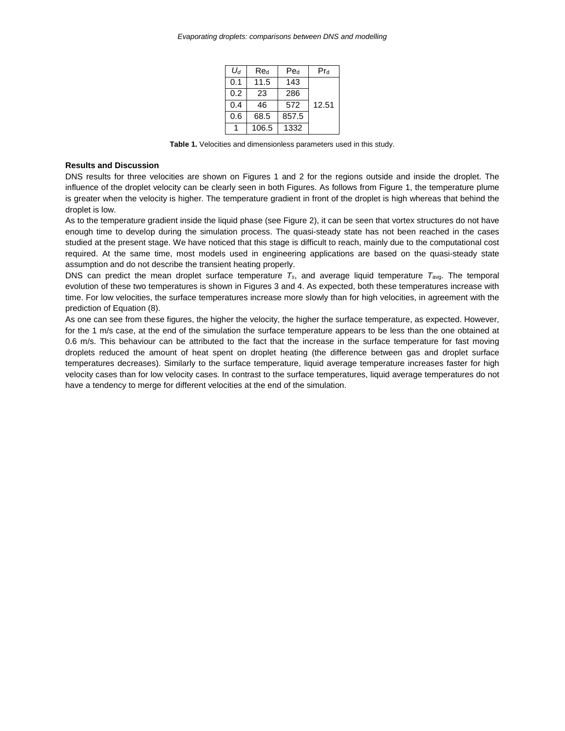| $U_d$ | $Re_d$ | $Pe_d$ | $Pr_d$ |
|---|---|---|---|
| 0.1 | 11.5 | 143 | |
| 0.2 | 23 | 286 | |
| 0.4 | 46 | 572 | 12.51 |
| 0.6 | 68.5 | 857.5 | |
| 1 | 106.5 | 1332 | |

**Table 1.** Velocities and dimensionless parameters used in this study.

**Results and Discussion**

DNS results for three velocities are shown on Figures 1 and 2 for the regions outside and inside the droplet. The influence of the droplet velocity can be clearly seen in both Figures. As follows from Figure 1, the temperature plume is greater when the velocity is higher. The temperature gradient in front of the droplet is high whereas that behind the droplet is low.

As to the temperature gradient inside the liquid phase (see Figure 2), it can be seen that vortex structures do not have enough time to develop during the simulation process. The quasi-steady state has not been reached in the cases studied at the present stage. We have noticed that this stage is difficult to reach, mainly due to the computational cost required. At the same time, most models used in engineering applications are based on the quasi-steady state assumption and do not describe the transient heating properly.

DNS can predict the mean droplet surface temperature $T_s$, and average liquid temperature $T_{avg}$. The temporal evolution of these two temperatures is shown in Figures 3 and 4. As expected, both these temperatures increase with time. For low velocities, the surface temperatures increase more slowly than for high velocities, in agreement with the prediction of Equation (8).

As one can see from these figures, the higher the velocity, the higher the surface temperature, as expected. However, for the 1 m/s case, at the end of the simulation the surface temperature appears to be less than the one obtained at 0.6 m/s. This behaviour can be attributed to the fact that the increase in the surface temperature for fast moving droplets reduced the amount of heat spent on droplet heating (the difference between gas and droplet surface temperatures decreases). Similarly to the surface temperature, liquid average temperature increases faster for high velocity cases than for low velocity cases. In contrast to the surface temperatures, liquid average temperatures do not have a tendency to merge for different velocities at the end of the simulation.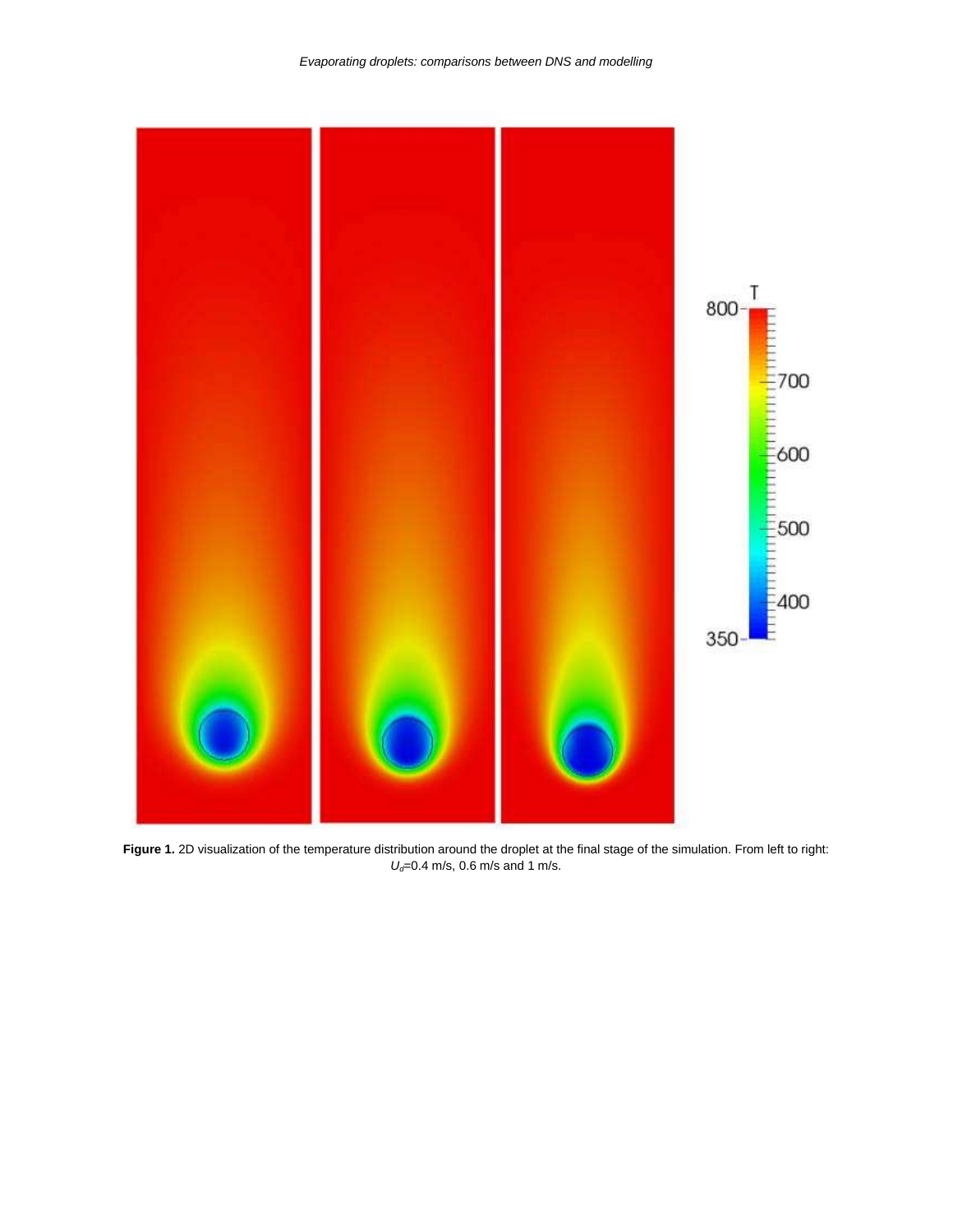**Figure 1.** 2D visualization of the temperature distribution around the droplet at the final stage of the simulation. From left to right: $U_d$=0.4 m/s, 0.6 m/s and 1 m/s.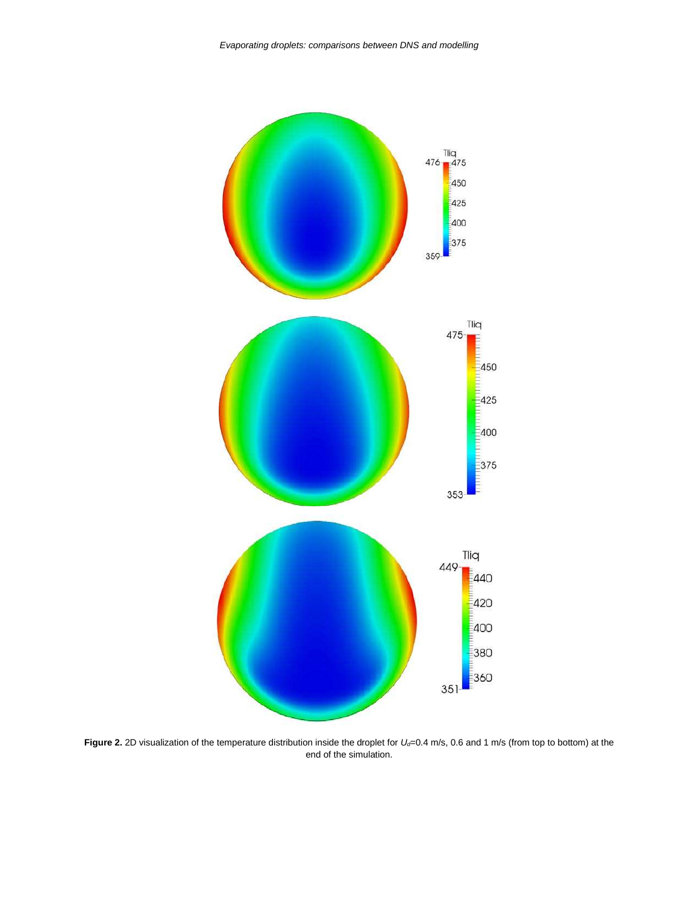**Figure 2.** 2D visualization of the temperature distribution inside the droplet for $U_d$=0.4 m/s, 0.6 and 1 m/s (from top to bottom) at the end of the simulation.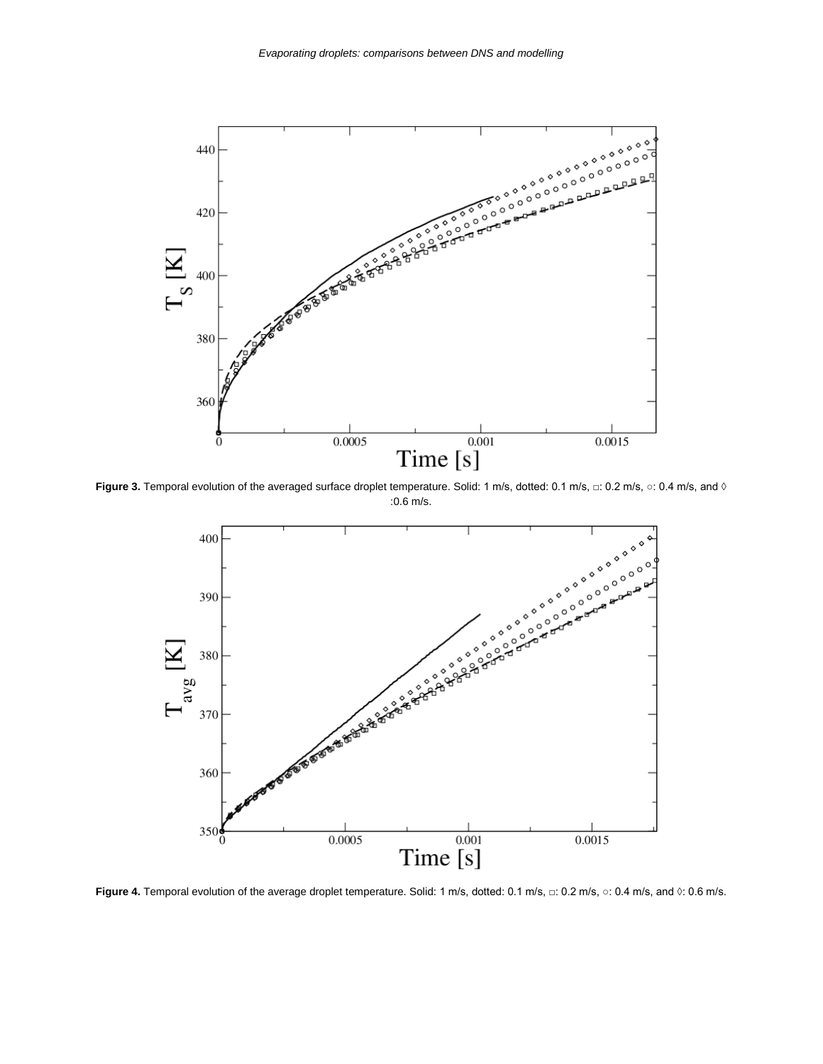**Figure 3.** Temporal evolution of the averaged surface droplet temperature. Solid: 1 m/s, dotted: 0.1 m/s, □: 0.2 m/s, ○: 0.4 m/s, and ◊ :0.6 m/s.

**Figure 4.** Temporal evolution of the average droplet temperature. Solid: 1 m/s, dotted: 0.1 m/s, □: 0.2 m/s, ○: 0.4 m/s, and ◊: 0.6 m/s.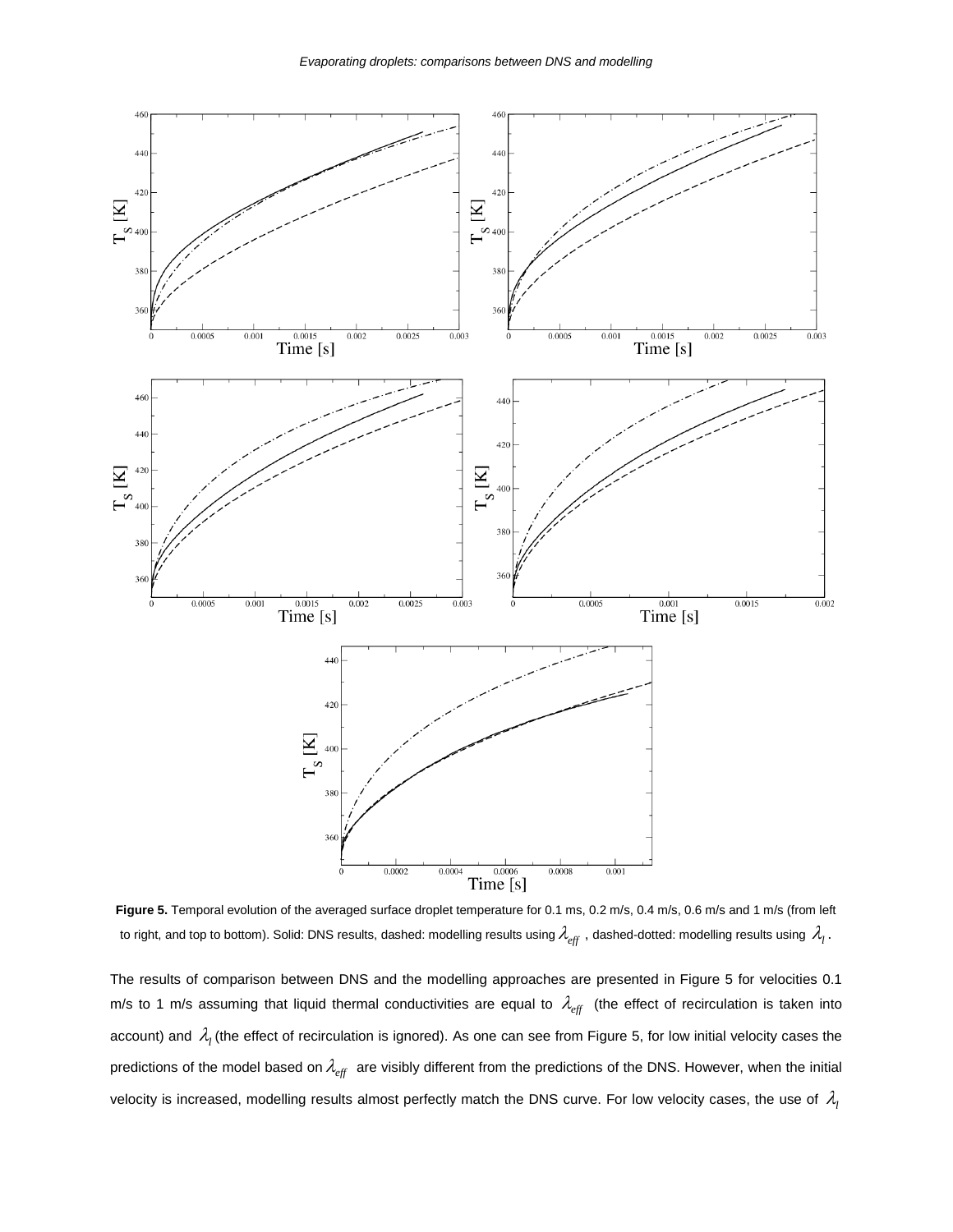**Figure 5.** Temporal evolution of the averaged surface droplet temperature for 0.1 ms, 0.2 m/s, 0.4 m/s, 0.6 m/s and 1 m/s (from left to right, and top to bottom). Solid: DNS results, dashed: modelling results using $\lambda_{eff}$, dashed-dotted: modelling results using $\lambda_l$.

The results of comparison between DNS and the modelling approaches are presented in Figure 5 for velocities 0.1 m/s to 1 m/s assuming that liquid thermal conductivities are equal to $\lambda_{eff}$ (the effect of recirculation is taken into account) and $\lambda_l$ (the effect of recirculation is ignored). As one can see from Figure 5, for low initial velocity cases the predictions of the model based on $\lambda_{eff}$ are visibly different from the predictions of the DNS. However, when the initial velocity is increased, modelling results almost perfectly match the DNS curve. For low velocity cases, the use of $\lambda_l$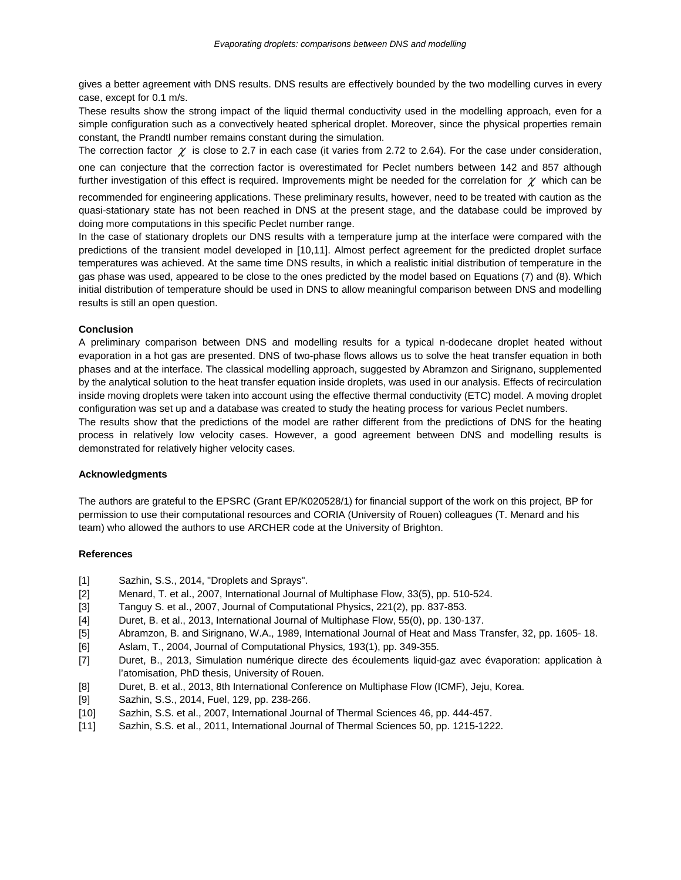gives a better agreement with DNS results. DNS results are effectively bounded by the two modelling curves in every case, except for 0.1 m/s.

These results show the strong impact of the liquid thermal conductivity used in the modelling approach, even for a simple configuration such as a convectively heated spherical droplet. Moreover, since the physical properties remain constant, the Prandtl number remains constant during the simulation.

The correction factor $\chi$ is close to 2.7 in each case (it varies from 2.72 to 2.64). For the case under consideration, one can conjecture that the correction factor is overestimated for Peclet numbers between 142 and 857 although further investigation of this effect is required. Improvements might be needed for the correlation for $\chi$ which can be recommended for engineering applications. These preliminary results, however, need to be treated with caution as the quasi-stationary state has not been reached in DNS at the present stage, and the database could be improved by doing more computations in this specific Peclet number range.

In the case of stationary droplets our DNS results with a temperature jump at the interface were compared with the predictions of the transient model developed in [10,11]. Almost perfect agreement for the predicted droplet surface temperatures was achieved. At the same time DNS results, in which a realistic initial distribution of temperature in the gas phase was used, appeared to be close to the ones predicted by the model based on Equations (7) and (8). Which initial distribution of temperature should be used in DNS to allow meaningful comparison between DNS and modelling results is still an open question.

**Conclusion**

A preliminary comparison between DNS and modelling results for a typical n-dodecane droplet heated without evaporation in a hot gas are presented. DNS of two-phase flows allows us to solve the heat transfer equation in both phases and at the interface. The classical modelling approach, suggested by Abramzon and Sirignano, supplemented by the analytical solution to the heat transfer equation inside droplets, was used in our analysis. Effects of recirculation inside moving droplets were taken into account using the effective thermal conductivity (ETC) model. A moving droplet configuration was set up and a database was created to study the heating process for various Peclet numbers.

The results show that the predictions of the model are rather different from the predictions of DNS for the heating process in relatively low velocity cases. However, a good agreement between DNS and modelling results is demonstrated for relatively higher velocity cases.

**Acknowledgments**

The authors are grateful to the EPSRC (Grant EP/K020528/1) for financial support of the work on this project, BP for permission to use their computational resources and CORIA (University of Rouen) colleagues (T. Menard and his team) who allowed the authors to use ARCHER code at the University of Brighton.

**References**

[1] Sazhin, S.S., 2014, "Droplets and Sprays".
[2] Menard, T. et al., 2007, International Journal of Multiphase Flow, 33(5), pp. 510-524.
[3] Tanguy S. et al., 2007, Journal of Computational Physics, 221(2), pp. 837-853.
[4] Duret, B. et al., 2013, International Journal of Multiphase Flow, 55(0), pp. 130-137.
[5] Abramzon, B. and Sirignano, W.A., 1989, International Journal of Heat and Mass Transfer, 32, pp. 1605- 18.
[6] Aslam, T., 2004, Journal of Computational Physics, 193(1), pp. 349-355.
[7] Duret, B., 2013, Simulation numérique directe des écoulements liquid-gaz avec évaporation: application à l'atomisation, PhD thesis, University of Rouen.
[8] Duret, B. et al., 2013, 8th International Conference on Multiphase Flow (ICMF), Jeju, Korea.
[9] Sazhin, S.S., 2014, Fuel, 129, pp. 238-266.
[10] Sazhin, S.S. et al., 2007, International Journal of Thermal Sciences 46, pp. 444-457.
[11] Sazhin, S.S. et al., 2011, International Journal of Thermal Sciences 50, pp. 1215-1222.